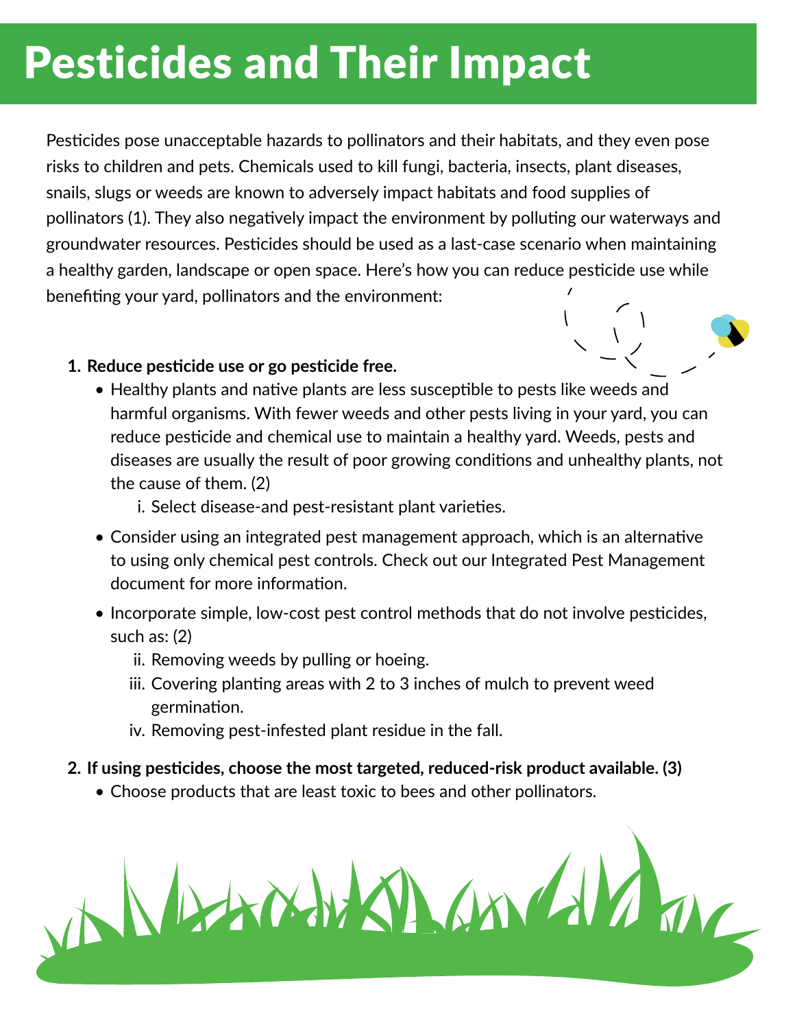# Pesticides and Their Impact

Pesticides pose unacceptable hazards to pollinators and their habitats, and they even pose risks to children and pets. Chemicals used to kill fungi, bacteria, insects, plant diseases, snails, slugs or weeds are known to adversely impact habitats and food supplies of pollinators (1). They also negatively impact the environment by polluting our waterways and groundwater resources. Pesticides should be used as a last-case scenario when maintaining a healthy garden, landscape or open space. Here's how you can reduce pesticide use while benefiting your yard, pollinators and the environment:

1. **Reduce pesticide use or go pesticide free.**
   - Healthy plants and native plants are less susceptible to pests like weeds and harmful organisms. With fewer weeds and other pests living in your yard, you can reduce pesticide and chemical use to maintain a healthy yard. Weeds, pests and diseases are usually the result of poor growing conditions and unhealthy plants, not the cause of them. (2)
     - i. Select disease-and pest-resistant plant varieties.
   - Consider using an integrated pest management approach, which is an alternative to using only chemical pest controls. Check out our Integrated Pest Management document for more information.
   - Incorporate simple, low-cost pest control methods that do not involve pesticides, such as: (2)
     - ii. Removing weeds by pulling or hoeing.
     - iii. Covering planting areas with 2 to 3 inches of mulch to prevent weed germination.
     - iv. Removing pest-infested plant residue in the fall.
2. **If using pesticides, choose the most targeted, reduced-risk product available. (3)**
   - Choose products that are least toxic to bees and other pollinators.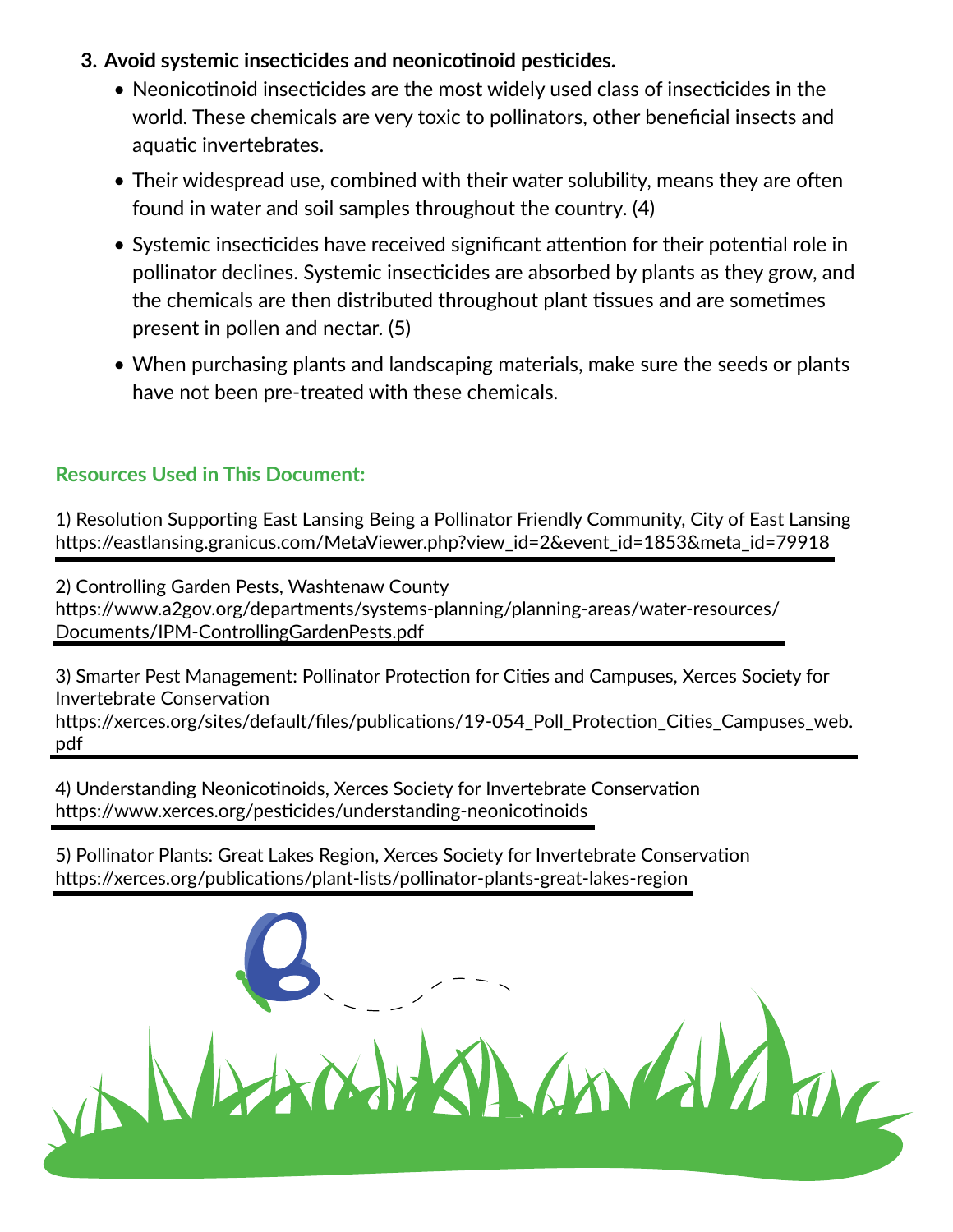3. **Avoid systemic insecticides and neonicotinoid pesticides.**
    - Neonicotinoid insecticides are the most widely used class of insecticides in the world. These chemicals are very toxic to pollinators, other beneficial insects and aquatic invertebrates.
    - Their widespread use, combined with their water solubility, means they are often found in water and soil samples throughout the country. (4)
    - Systemic insecticides have received significant attention for their potential role in pollinator declines. Systemic insecticides are absorbed by plants as they grow, and the chemicals are then distributed throughout plant tissues and are sometimes present in pollen and nectar. (5)
    - When purchasing plants and landscaping materials, make sure the seeds or plants have not been pre-treated with these chemicals.

## Resources Used in This Document:

1) Resolution Supporting East Lansing Being a Pollinator Friendly Community, City of East Lansing
https://eastlansing.granicus.com/MetaViewer.php?view_id=2&event_id=1853&meta_id=79918

2) Controlling Garden Pests, Washtenaw County
https://www.a2gov.org/departments/systems-planning/planning-areas/water-resources/Documents/IPM-ControllingGardenPests.pdf

3) Smarter Pest Management: Pollinator Protection for Cities and Campuses, Xerces Society for Invertebrate Conservation
https://xerces.org/sites/default/files/publications/19-054_Poll_Protection_Cities_Campuses_web.pdf

4) Understanding Neonicotinoids, Xerces Society for Invertebrate Conservation
https://www.xerces.org/pesticides/understanding-neonicotinoids

5) Pollinator Plants: Great Lakes Region, Xerces Society for Invertebrate Conservation
https://xerces.org/publications/plant-lists/pollinator-plants-great-lakes-region